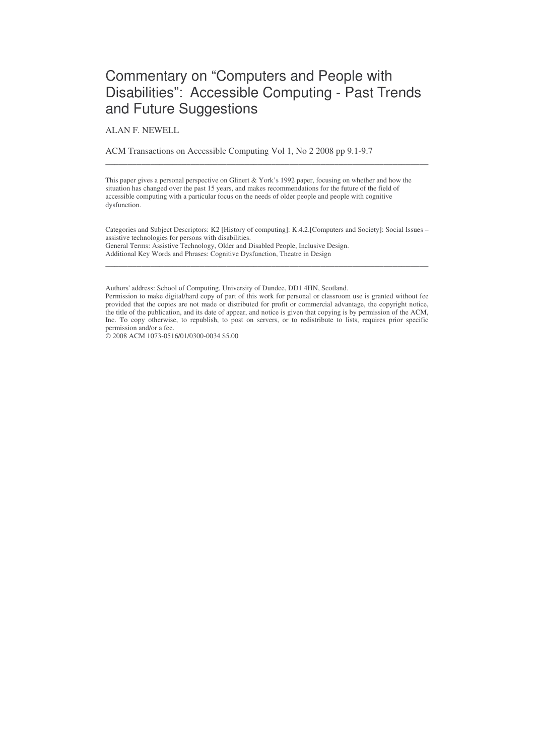# Commentary on "Computers and People with Disabilities": Accessible Computing - Past Trends and Future Suggestions

ALAN F. NEWELL

ACM Transactions on Accessible Computing Vol 1, No 2 2008 pp 9.1-9.7

---

This paper gives a personal perspective on Glinert & York's 1992 paper, focusing on whether and how the situation has changed over the past 15 years, and makes recommendations for the future of the field of accessible computing with a particular focus on the needs of older people and people with cognitive dysfunction.

Categories and Subject Descriptors: K2 [History of computing]: K.4.2.[Computers and Society]: Social Issues – assistive technologies for persons with disabilities.
General Terms: Assistive Technology, Older and Disabled People, Inclusive Design.
Additional Key Words and Phrases: Cognitive Dysfunction, Theatre in Design

---

Authors' address: School of Computing, University of Dundee, DD1 4HN, Scotland.
Permission to make digital/hard copy of part of this work for personal or classroom use is granted without fee provided that the copies are not made or distributed for profit or commercial advantage, the copyright notice, the title of the publication, and its date of appear, and notice is given that copying is by permission of the ACM, Inc. To copy otherwise, to republish, to post on servers, or to redistribute to lists, requires prior specific permission and/or a fee.
© 2008 ACM 1073-0516/01/0300-0034 $5.00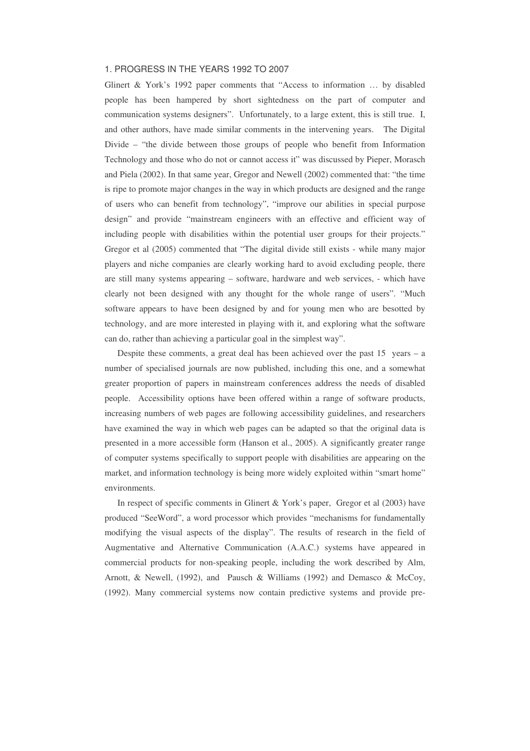## 1. PROGRESS IN THE YEARS 1992 TO 2007

Glinert & York's 1992 paper comments that "Access to information … by disabled people has been hampered by short sightedness on the part of computer and communication systems designers". Unfortunately, to a large extent, this is still true. I, and other authors, have made similar comments in the intervening years. The Digital Divide – "the divide between those groups of people who benefit from Information Technology and those who do not or cannot access it" was discussed by Pieper, Morasch and Piela (2002). In that same year, Gregor and Newell (2002) commented that: "the time is ripe to promote major changes in the way in which products are designed and the range of users who can benefit from technology", "improve our abilities in special purpose design" and provide "mainstream engineers with an effective and efficient way of including people with disabilities within the potential user groups for their projects." Gregor et al (2005) commented that "The digital divide still exists - while many major players and niche companies are clearly working hard to avoid excluding people, there are still many systems appearing – software, hardware and web services, - which have clearly not been designed with any thought for the whole range of users". "Much software appears to have been designed by and for young men who are besotted by technology, and are more interested in playing with it, and exploring what the software can do, rather than achieving a particular goal in the simplest way".

Despite these comments, a great deal has been achieved over the past 15 years – a number of specialised journals are now published, including this one, and a somewhat greater proportion of papers in mainstream conferences address the needs of disabled people. Accessibility options have been offered within a range of software products, increasing numbers of web pages are following accessibility guidelines, and researchers have examined the way in which web pages can be adapted so that the original data is presented in a more accessible form (Hanson et al., 2005). A significantly greater range of computer systems specifically to support people with disabilities are appearing on the market, and information technology is being more widely exploited within "smart home" environments.

In respect of specific comments in Glinert & York's paper, Gregor et al (2003) have produced "SeeWord", a word processor which provides "mechanisms for fundamentally modifying the visual aspects of the display". The results of research in the field of Augmentative and Alternative Communication (A.A.C.) systems have appeared in commercial products for non-speaking people, including the work described by Alm, Arnott, & Newell, (1992), and Pausch & Williams (1992) and Demasco & McCoy, (1992). Many commercial systems now contain predictive systems and provide pre-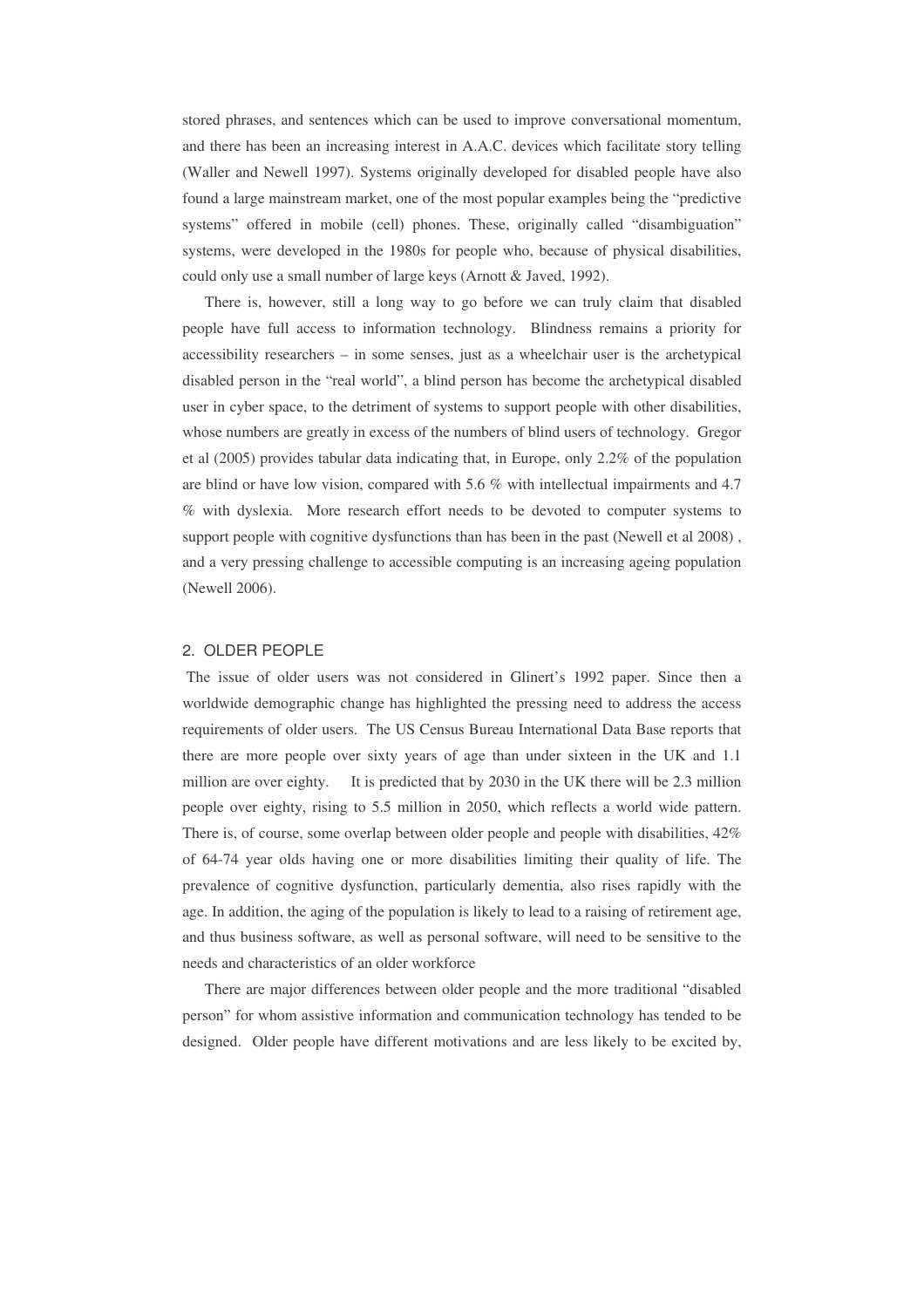stored phrases, and sentences which can be used to improve conversational momentum, and there has been an increasing interest in A.A.C. devices which facilitate story telling (Waller and Newell 1997). Systems originally developed for disabled people have also found a large mainstream market, one of the most popular examples being the "predictive systems" offered in mobile (cell) phones. These, originally called "disambiguation" systems, were developed in the 1980s for people who, because of physical disabilities, could only use a small number of large keys (Arnott & Javed, 1992).

There is, however, still a long way to go before we can truly claim that disabled people have full access to information technology. Blindness remains a priority for accessibility researchers – in some senses, just as a wheelchair user is the archetypical disabled person in the "real world", a blind person has become the archetypical disabled user in cyber space, to the detriment of systems to support people with other disabilities, whose numbers are greatly in excess of the numbers of blind users of technology. Gregor et al (2005) provides tabular data indicating that, in Europe, only 2.2% of the population are blind or have low vision, compared with 5.6 % with intellectual impairments and 4.7 % with dyslexia. More research effort needs to be devoted to computer systems to support people with cognitive dysfunctions than has been in the past (Newell et al 2008) , and a very pressing challenge to accessible computing is an increasing ageing population (Newell 2006).

## 2. OLDER PEOPLE

The issue of older users was not considered in Glinert's 1992 paper. Since then a worldwide demographic change has highlighted the pressing need to address the access requirements of older users. The US Census Bureau International Data Base reports that there are more people over sixty years of age than under sixteen in the UK and 1.1 million are over eighty. It is predicted that by 2030 in the UK there will be 2.3 million people over eighty, rising to 5.5 million in 2050, which reflects a world wide pattern. There is, of course, some overlap between older people and people with disabilities, 42% of 64-74 year olds having one or more disabilities limiting their quality of life. The prevalence of cognitive dysfunction, particularly dementia, also rises rapidly with the age. In addition, the aging of the population is likely to lead to a raising of retirement age, and thus business software, as well as personal software, will need to be sensitive to the needs and characteristics of an older workforce

There are major differences between older people and the more traditional "disabled person" for whom assistive information and communication technology has tended to be designed. Older people have different motivations and are less likely to be excited by,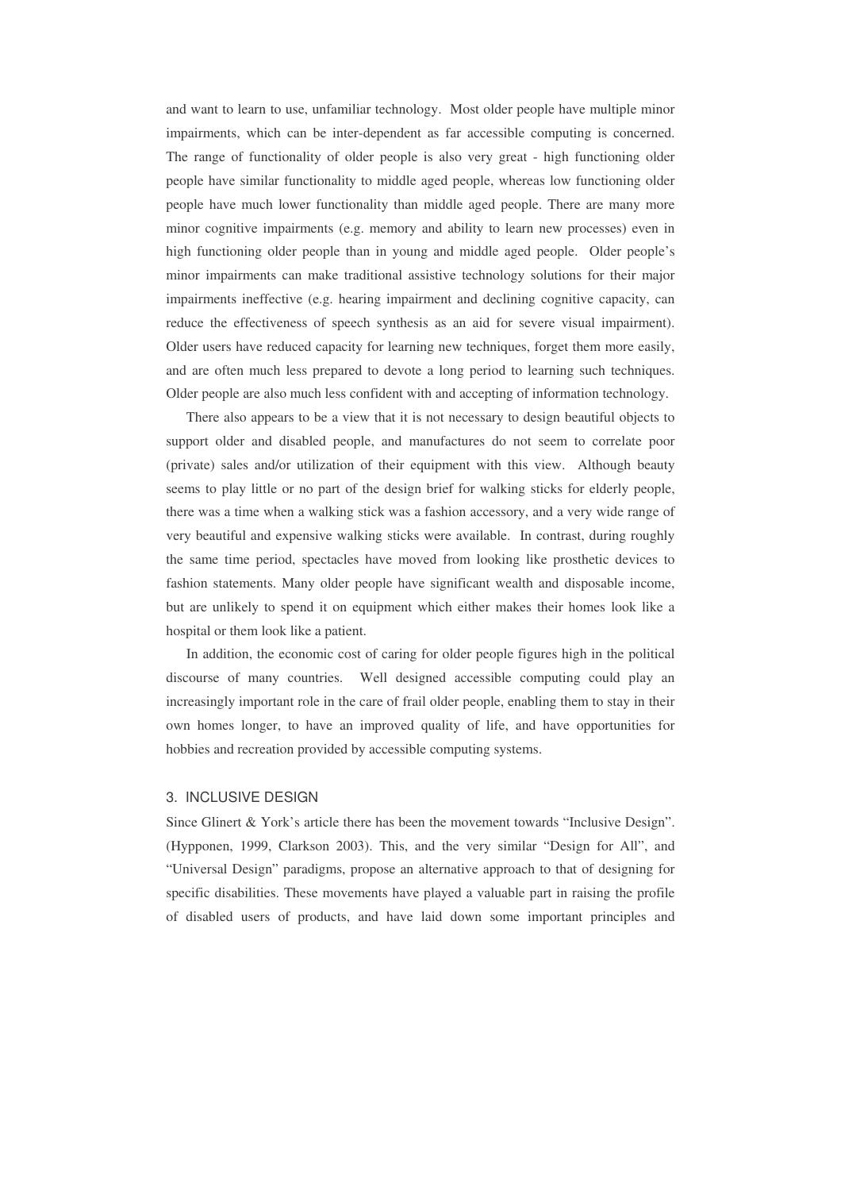and want to learn to use, unfamiliar technology. Most older people have multiple minor impairments, which can be inter-dependent as far accessible computing is concerned. The range of functionality of older people is also very great - high functioning older people have similar functionality to middle aged people, whereas low functioning older people have much lower functionality than middle aged people. There are many more minor cognitive impairments (e.g. memory and ability to learn new processes) even in high functioning older people than in young and middle aged people. Older people's minor impairments can make traditional assistive technology solutions for their major impairments ineffective (e.g. hearing impairment and declining cognitive capacity, can reduce the effectiveness of speech synthesis as an aid for severe visual impairment). Older users have reduced capacity for learning new techniques, forget them more easily, and are often much less prepared to devote a long period to learning such techniques. Older people are also much less confident with and accepting of information technology.

There also appears to be a view that it is not necessary to design beautiful objects to support older and disabled people, and manufactures do not seem to correlate poor (private) sales and/or utilization of their equipment with this view. Although beauty seems to play little or no part of the design brief for walking sticks for elderly people, there was a time when a walking stick was a fashion accessory, and a very wide range of very beautiful and expensive walking sticks were available. In contrast, during roughly the same time period, spectacles have moved from looking like prosthetic devices to fashion statements. Many older people have significant wealth and disposable income, but are unlikely to spend it on equipment which either makes their homes look like a hospital or them look like a patient.

In addition, the economic cost of caring for older people figures high in the political discourse of many countries. Well designed accessible computing could play an increasingly important role in the care of frail older people, enabling them to stay in their own homes longer, to have an improved quality of life, and have opportunities for hobbies and recreation provided by accessible computing systems.

## 3. INCLUSIVE DESIGN

Since Glinert & York's article there has been the movement towards "Inclusive Design". (Hypponen, 1999, Clarkson 2003). This, and the very similar "Design for All", and "Universal Design" paradigms, propose an alternative approach to that of designing for specific disabilities. These movements have played a valuable part in raising the profile of disabled users of products, and have laid down some important principles and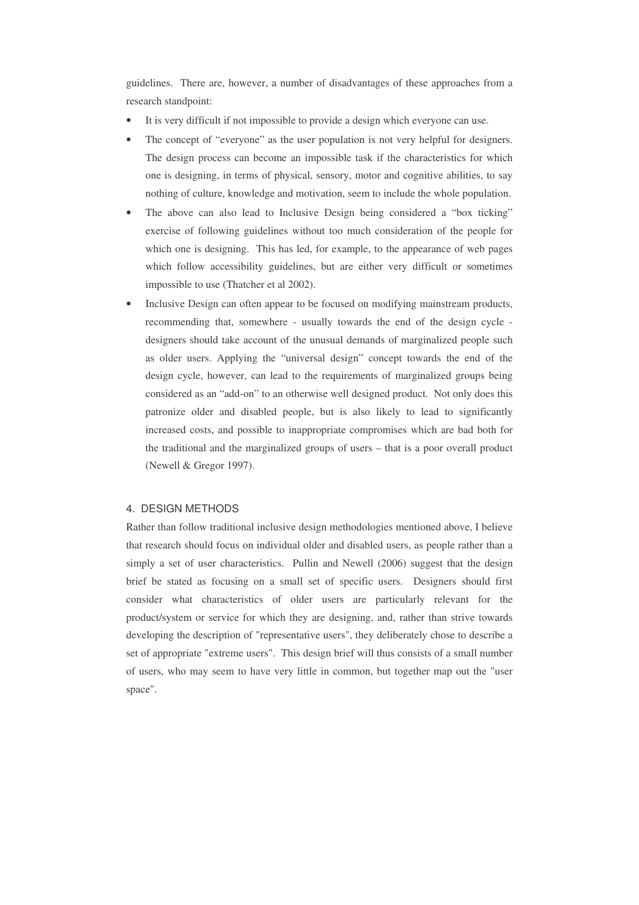guidelines. There are, however, a number of disadvantages of these approaches from a research standpoint:

- It is very difficult if not impossible to provide a design which everyone can use.
- The concept of "everyone" as the user population is not very helpful for designers. The design process can become an impossible task if the characteristics for which one is designing, in terms of physical, sensory, motor and cognitive abilities, to say nothing of culture, knowledge and motivation, seem to include the whole population.
- The above can also lead to Inclusive Design being considered a "box ticking" exercise of following guidelines without too much consideration of the people for which one is designing. This has led, for example, to the appearance of web pages which follow accessibility guidelines, but are either very difficult or sometimes impossible to use (Thatcher et al 2002).
- Inclusive Design can often appear to be focused on modifying mainstream products, recommending that, somewhere - usually towards the end of the design cycle - designers should take account of the unusual demands of marginalized people such as older users. Applying the "universal design" concept towards the end of the design cycle, however, can lead to the requirements of marginalized groups being considered as an "add-on" to an otherwise well designed product. Not only does this patronize older and disabled people, but is also likely to lead to significantly increased costs, and possible to inappropriate compromises which are bad both for the traditional and the marginalized groups of users – that is a poor overall product (Newell & Gregor 1997).

## 4. DESIGN METHODS

Rather than follow traditional inclusive design methodologies mentioned above, I believe that research should focus on individual older and disabled users, as people rather than a simply a set of user characteristics. Pullin and Newell (2006) suggest that the design brief be stated as focusing on a small set of specific users. Designers should first consider what characteristics of older users are particularly relevant for the product/system or service for which they are designing, and, rather than strive towards developing the description of "representative users", they deliberately chose to describe a set of appropriate "extreme users". This design brief will thus consists of a small number of users, who may seem to have very little in common, but together map out the "user space".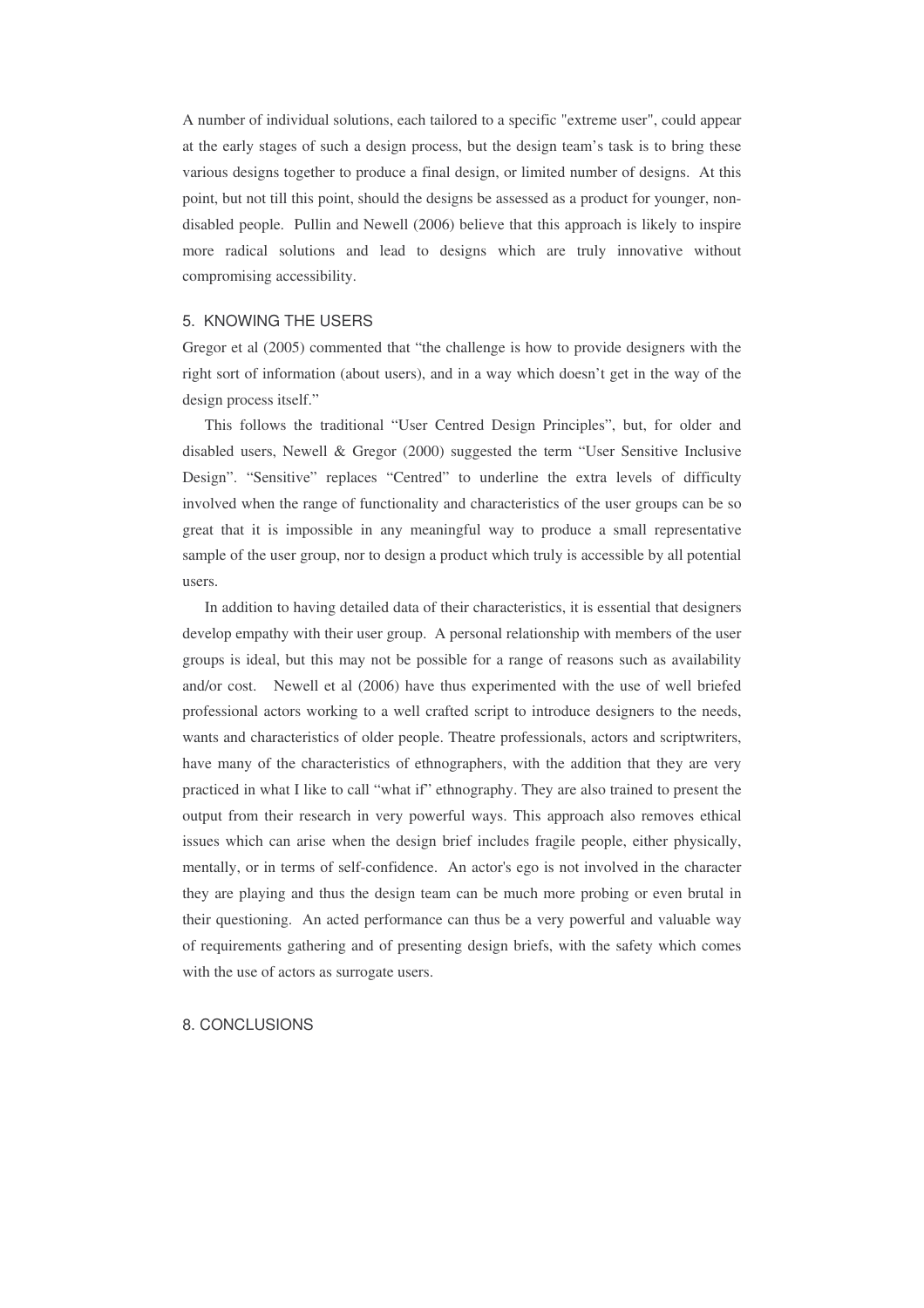A number of individual solutions, each tailored to a specific "extreme user", could appear at the early stages of such a design process, but the design team's task is to bring these various designs together to produce a final design, or limited number of designs. At this point, but not till this point, should the designs be assessed as a product for younger, non-disabled people. Pullin and Newell (2006) believe that this approach is likely to inspire more radical solutions and lead to designs which are truly innovative without compromising accessibility.

## 5. KNOWING THE USERS

Gregor et al (2005) commented that "the challenge is how to provide designers with the right sort of information (about users), and in a way which doesn't get in the way of the design process itself."

This follows the traditional "User Centred Design Principles", but, for older and disabled users, Newell & Gregor (2000) suggested the term "User Sensitive Inclusive Design". "Sensitive" replaces "Centred" to underline the extra levels of difficulty involved when the range of functionality and characteristics of the user groups can be so great that it is impossible in any meaningful way to produce a small representative sample of the user group, nor to design a product which truly is accessible by all potential users.

In addition to having detailed data of their characteristics, it is essential that designers develop empathy with their user group. A personal relationship with members of the user groups is ideal, but this may not be possible for a range of reasons such as availability and/or cost. Newell et al (2006) have thus experimented with the use of well briefed professional actors working to a well crafted script to introduce designers to the needs, wants and characteristics of older people. Theatre professionals, actors and scriptwriters, have many of the characteristics of ethnographers, with the addition that they are very practiced in what I like to call "what if" ethnography. They are also trained to present the output from their research in very powerful ways. This approach also removes ethical issues which can arise when the design brief includes fragile people, either physically, mentally, or in terms of self-confidence. An actor's ego is not involved in the character they are playing and thus the design team can be much more probing or even brutal in their questioning. An acted performance can thus be a very powerful and valuable way of requirements gathering and of presenting design briefs, with the safety which comes with the use of actors as surrogate users.

## 8. CONCLUSIONS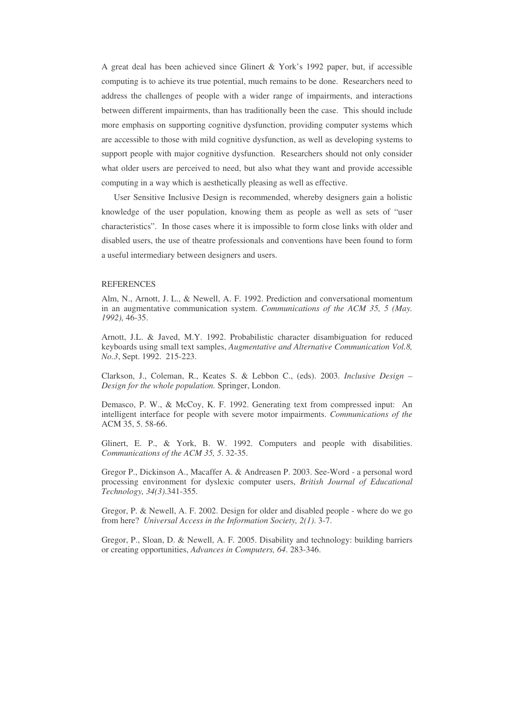A great deal has been achieved since Glinert & York's 1992 paper, but, if accessible computing is to achieve its true potential, much remains to be done. Researchers need to address the challenges of people with a wider range of impairments, and interactions between different impairments, than has traditionally been the case. This should include more emphasis on supporting cognitive dysfunction, providing computer systems which are accessible to those with mild cognitive dysfunction, as well as developing systems to support people with major cognitive dysfunction. Researchers should not only consider what older users are perceived to need, but also what they want and provide accessible computing in a way which is aesthetically pleasing as well as effective.

User Sensitive Inclusive Design is recommended, whereby designers gain a holistic knowledge of the user population, knowing them as people as well as sets of "user characteristics". In those cases where it is impossible to form close links with older and disabled users, the use of theatre professionals and conventions have been found to form a useful intermediary between designers and users.

## REFERENCES

Alm, N., Arnott, J. L., & Newell, A. F. 1992. Prediction and conversational momentum in an augmentative communication system. *Communications of the ACM 35, 5 (May. 1992),* 46-35.

Arnott, J.L. & Javed, M.Y. 1992. Probabilistic character disambiguation for reduced keyboards using small text samples, *Augmentative and Alternative Communication Vol.8, No.3*, Sept. 1992. 215-223.

Clarkson, J., Coleman, R., Keates S. & Lebbon C., (eds). 2003. *Inclusive Design – Design for the whole population.* Springer, London.

Demasco, P. W., & McCoy, K. F. 1992. Generating text from compressed input: An intelligent interface for people with severe motor impairments. *Communications of the* ACM 35, 5. 58-66.

Glinert, E. P., & York, B. W. 1992. Computers and people with disabilities. *Communications of the ACM 35, 5*. 32-35.

Gregor P., Dickinson A., Macaffer A. & Andreasen P. 2003. See-Word - a personal word processing environment for dyslexic computer users, *British Journal of Educational Technology, 34(3)*.341-355.

Gregor, P. & Newell, A. F. 2002. Design for older and disabled people - where do we go from here? *Universal Access in the Information Society, 2(1)*. 3-7.

Gregor, P., Sloan, D. & Newell, A. F. 2005. Disability and technology: building barriers or creating opportunities, *Advances in Computers, 64*. 283-346.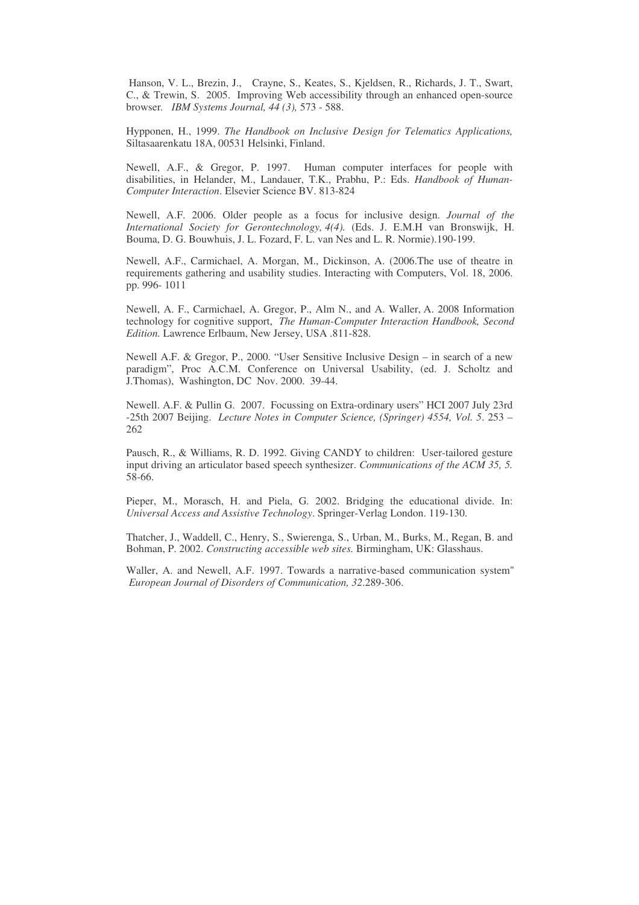Hanson, V. L., Brezin, J., Crayne, S., Keates, S., Kjeldsen, R., Richards, J. T., Swart, C., & Trewin, S. 2005. Improving Web accessibility through an enhanced open-source browser. *IBM Systems Journal, 44 (3),* 573 - 588.

Hypponen, H., 1999. *The Handbook on Inclusive Design for Telematics Applications,* Siltasaarenkatu 18A, 00531 Helsinki, Finland.

Newell, A.F., & Gregor, P. 1997. Human computer interfaces for people with disabilities, in Helander, M., Landauer, T.K., Prabhu, P.: Eds. *Handbook of Human-Computer Interaction*. Elsevier Science BV. 813-824

Newell, A.F. 2006. Older people as a focus for inclusive design. *Journal of the International Society for Gerontechnology, 4(4).* (Eds. J. E.M.H van Bronswijk, H. Bouma, D. G. Bouwhuis, J. L. Fozard, F. L. van Nes and L. R. Normie).190-199.

Newell, A.F., Carmichael, A. Morgan, M., Dickinson, A. (2006.The use of theatre in requirements gathering and usability studies. Interacting with Computers, Vol. 18, 2006. pp. 996- 1011

Newell, A. F., Carmichael, A. Gregor, P., Alm N., and A. Waller, A. 2008 Information technology for cognitive support, *The Human-Computer Interaction Handbook, Second Edition.* Lawrence Erlbaum, New Jersey, USA .811-828.

Newell A.F. & Gregor, P., 2000. "User Sensitive Inclusive Design – in search of a new paradigm", Proc A.C.M. Conference on Universal Usability, (ed. J. Scholtz and J.Thomas), Washington, DC Nov. 2000. 39-44.

Newell. A.F. & Pullin G. 2007. Focussing on Extra-ordinary users" HCI 2007 July 23rd -25th 2007 Beijing. *Lecture Notes in Computer Science, (Springer) 4554, Vol. 5*. 253 – 262

Pausch, R., & Williams, R. D. 1992. Giving CANDY to children: User-tailored gesture input driving an articulator based speech synthesizer. *Communications of the ACM 35, 5.* 58-66.

Pieper, M., Morasch, H. and Piela, G. 2002. Bridging the educational divide. In: *Universal Access and Assistive Technology*. Springer-Verlag London. 119-130.

Thatcher, J., Waddell, C., Henry, S., Swierenga, S., Urban, M., Burks, M., Regan, B. and Bohman, P. 2002. *Constructing accessible web sites.* Birmingham, UK: Glasshaus.

Waller, A. and Newell, A.F. 1997. Towards a narrative-based communication system" *European Journal of Disorders of Communication, 32*.289-306.